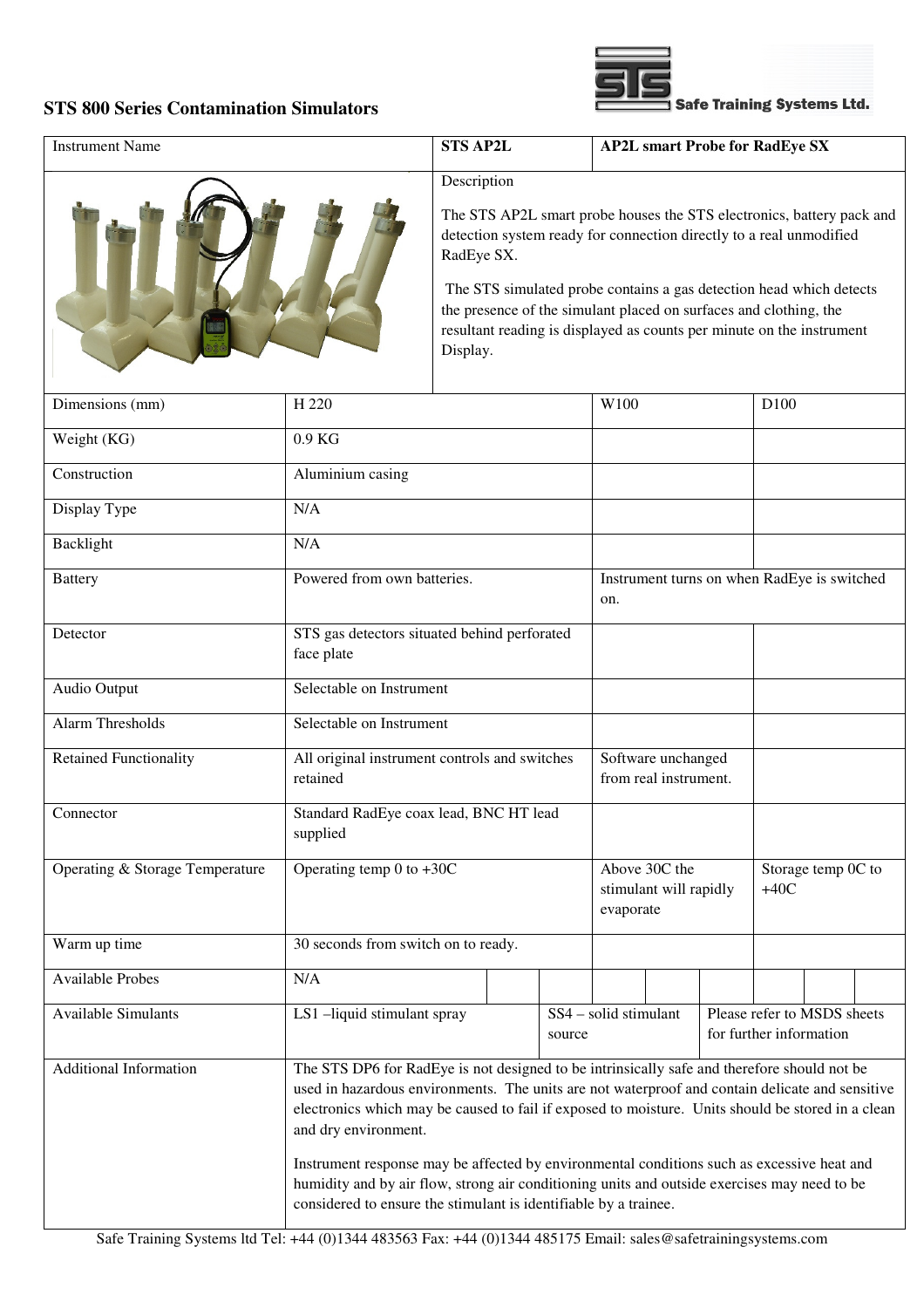# STS 800 Series Contamination Simulators

Safe Training Systems Ltd.

| Instrument Name | | STS AP2L | AP2L smart Probe for RadEye SX |
|---|---|---|---|
| | | **Description**<br><br>The STS AP2L smart probe houses the STS electronics, battery pack and detection system ready for connection directly to a real unmodified RadEye SX.<br><br>The STS simulated probe contains a gas detection head which detects the presence of the simulant placed on surfaces and clothing, the resultant reading is displayed as counts per minute on the instrument Display. | |

| | | | |
|---|---|---|---|
| Dimensions (mm) | H 220 | W100 | D100 |
| Weight (KG) | 0.9 KG | | |
| Construction | Aluminium casing | | |
| Display Type | N/A | | |
| Backlight | N/A | | |
| Battery | Powered from own batteries. | Instrument turns on when RadEye is switched on. | |
| Detector | STS gas detectors situated behind perforated face plate | | |
| Audio Output | Selectable on Instrument | | |
| Alarm Thresholds | Selectable on Instrument | | |
| Retained Functionality | All original instrument controls and switches retained | Software unchanged from real instrument. | |
| Connector | Standard RadEye coax lead, BNC HT lead supplied | | |
| Operating & Storage Temperature | Operating temp 0 to +30C | Above 30C the stimulant will rapidly evaporate | Storage temp 0C to +40C |
| Warm up time | 30 seconds from switch on to ready. | | |
| Available Probes | N/A | | |
| Available Simulants | LS1 –liquid stimulant spray | SS4 – solid stimulant source | Please refer to MSDS sheets for further information |
| Additional Information | The STS DP6 for RadEye is not designed to be intrinsically safe and therefore should not be used in hazardous environments. The units are not waterproof and contain delicate and sensitive electronics which may be caused to fail if exposed to moisture. Units should be stored in a clean and dry environment.<br><br>Instrument response may be affected by environmental conditions such as excessive heat and humidity and by air flow, strong air conditioning units and outside exercises may need to be considered to ensure the stimulant is identifiable by a trainee. | | |

Safe Training Systems ltd Tel: +44 (0)1344 483563 Fax: +44 (0)1344 485175 Email: sales@safetrainingsystems.com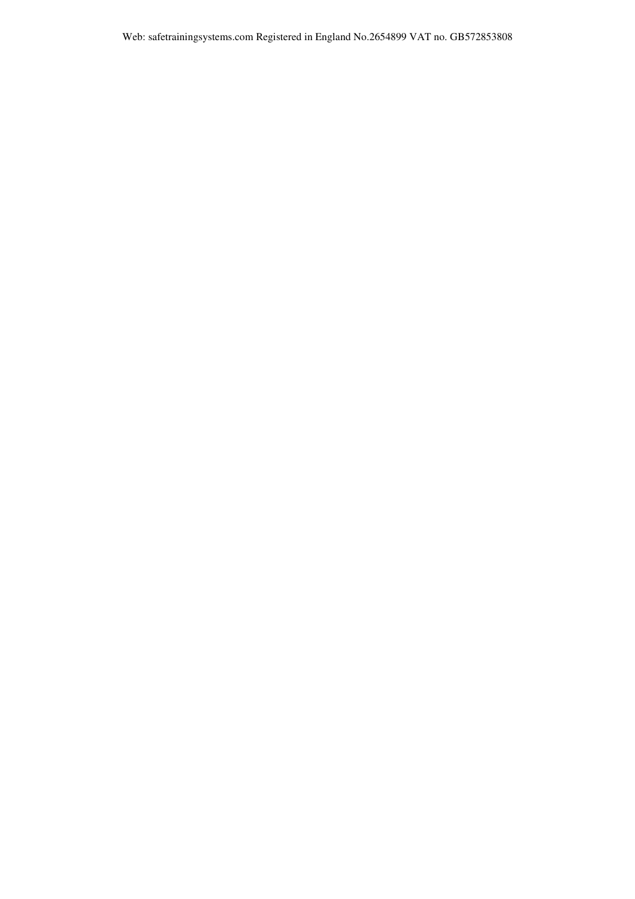Web: safetrainingsystems.com Registered in England No.2654899 VAT no. GB572853808